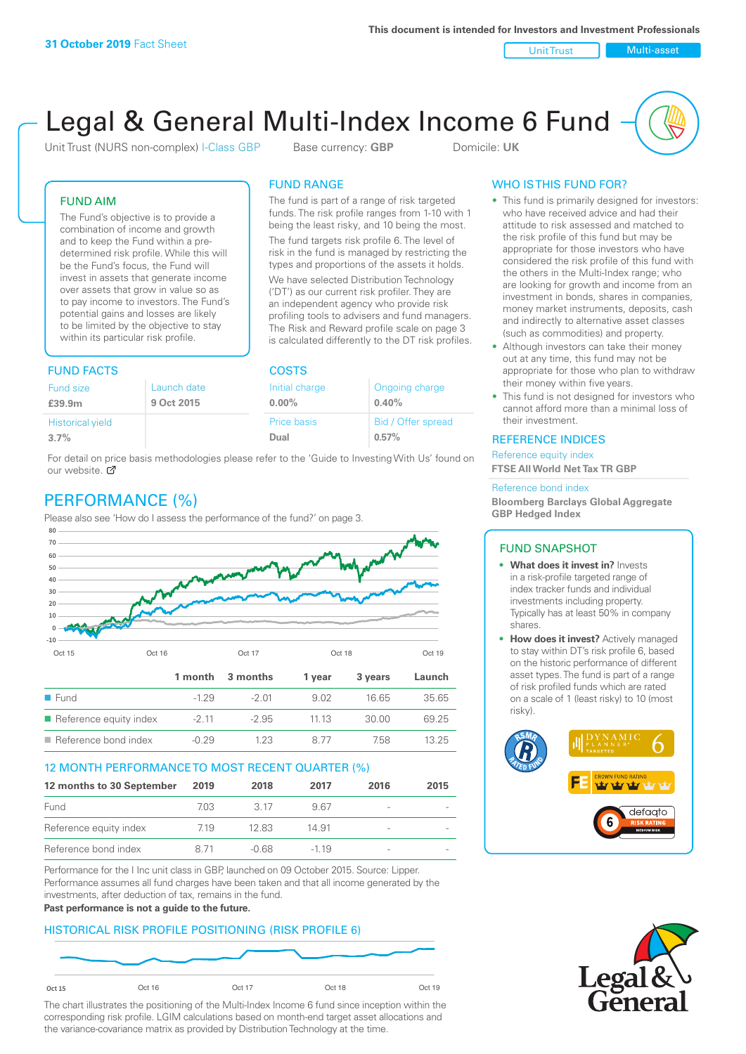**31 October 2019** Fact Sheet

This document is intended for Investors and Investment Professionals

Unit Trust | Multi-asset

# Legal & General Multi-Index Income 6 Fund

Unit Trust (NURS non-complex) I-Class GBP    Base currency: **GBP**    Domicile: **UK**

## FUND AIM

The Fund's objective is to provide a combination of income and growth and to keep the Fund within a pre-determined risk profile. While this will be the Fund's focus, the Fund will invest in assets that generate income over assets that grow in value so as to pay income to investors. The Fund's potential gains and losses are likely to be limited by the objective to stay within its particular risk profile.

## FUND RANGE

The fund is part of a range of risk targeted funds. The risk profile ranges from 1-10 with 1 being the least risky, and 10 being the most.

The fund targets risk profile 6. The level of risk in the fund is managed by restricting the types and proportions of the assets it holds.

We have selected Distribution Technology ('DT') as our current risk profiler. They are an independent agency who provide risk profiling tools to advisers and fund managers. The Risk and Reward profile scale on page 3 is calculated differently to the DT risk profiles.

## WHO IS THIS FUND FOR?

- This fund is primarily designed for investors: who have received advice and had their attitude to risk assessed and matched to the risk profile of this fund but may be appropriate for those investors who have considered the risk profile of this fund with the others in the Multi-Index range; who are looking for growth and income from an investment in bonds, shares in companies, money market instruments, deposits, cash and indirectly to alternative asset classes (such as commodities) and property.
- Although investors can take their money out at any time, this fund may not be appropriate for those who plan to withdraw their money within five years.
- This fund is not designed for investors who cannot afford more than a minimal loss of their investment.

## FUND FACTS

| Fund size | Launch date |
|---|---|
| **£39.9m** | **9 Oct 2015** |
| **Historical yield** | |
| **3.7%** | |

## COSTS

| Initial charge | Ongoing charge |
|---|---|
| **0.00%** | **0.40%** |
| **Price basis** | **Bid / Offer spread** |
| **Dual** | **0.57%** |

For detail on price basis methodologies please refer to the 'Guide to Investing With Us' found on our website.

## REFERENCE INDICES

Reference equity index
**FTSE All World Net Tax TR GBP**

Reference bond index
**Bloomberg Barclays Global Aggregate GBP Hedged Index**

## PERFORMANCE (%)

Please also see 'How do I assess the performance of the fund?' on page 3.

| | 1 month | 3 months | 1 year | 3 years | Launch |
|---|---|---|---|---|---|
| Fund | -1.29 | -2.01 | 9.02 | 16.65 | 35.65 |
| Reference equity index | -2.11 | -2.95 | 11.13 | 30.00 | 69.25 |
| Reference bond index | -0.29 | 1.23 | 8.77 | 7.58 | 13.25 |

## 12 MONTH PERFORMANCE TO MOST RECENT QUARTER (%)

| 12 months to 30 September | 2019 | 2018 | 2017 | 2016 | 2015 |
|---|---|---|---|---|---|
| Fund | 7.03 | 3.17 | 9.67 | - | - |
| Reference equity index | 7.19 | 12.83 | 14.91 | - | - |
| Reference bond index | 8.71 | -0.68 | -1.19 | - | - |

Performance for the I Inc unit class in GBP, launched on 09 October 2015. Source: Lipper. Performance assumes all fund charges have been taken and that all income generated by the investments, after deduction of tax, remains in the fund.

**Past performance is not a guide to the future.**

## FUND SNAPSHOT

- **What does it invest in?** Invests in a risk-profile targeted range of index tracker funds and individual investments including property. Typically has at least 50% in company shares.
- **How does it invest?** Actively managed to stay within DT's risk profile 6, based on the historic performance of different asset types. The fund is part of a range of risk profiled funds which are rated on a scale of 1 (least risky) to 10 (most risky).

## HISTORICAL RISK PROFILE POSITIONING (RISK PROFILE 6)

The chart illustrates the positioning of the Multi-Index Income 6 fund since inception within the corresponding risk profile. LGIM calculations based on month-end target asset allocations and the variance-covariance matrix as provided by Distribution Technology at the time.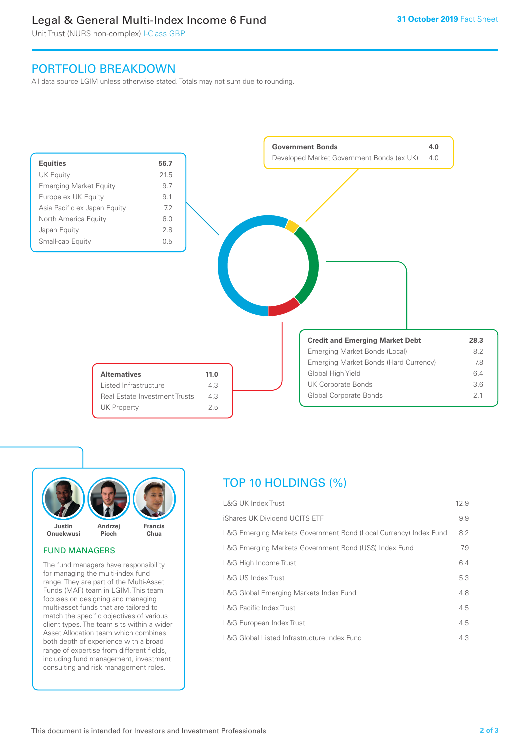## PORTFOLIO BREAKDOWN

All data source LGIM unless otherwise stated. Totals may not sum due to rounding.

| **Equities** | **56.7** |
|---|---|
| UK Equity | 21.5 |
| Emerging Market Equity | 9.7 |
| Europe ex UK Equity | 9.1 |
| Asia Pacific ex Japan Equity | 7.2 |
| North America Equity | 6.0 |
| Japan Equity | 2.8 |
| Small-cap Equity | 0.5 |

| **Government Bonds** | **4.0** |
|---|---|
| Developed Market Government Bonds (ex UK) | 4.0 |

| **Credit and Emerging Market Debt** | **28.3** |
|---|---|
| Emerging Market Bonds (Local) | 8.2 |
| Emerging Market Bonds (Hard Currency) | 7.8 |
| Global High Yield | 6.4 |
| UK Corporate Bonds | 3.6 |
| Global Corporate Bonds | 2.1 |

| **Alternatives** | **11.0** |
|---|---|
| Listed Infrastructure | 4.3 |
| Real Estate Investment Trusts | 4.3 |
| UK Property | 2.5 |

Justin Onuekwusi, Andrzej Pioch, Francis Chua

### FUND MANAGERS

The fund managers have responsibility for managing the multi-index fund range. They are part of the Multi-Asset Funds (MAF) team in LGIM. This team focuses on designing and managing multi-asset funds that are tailored to match the specific objectives of various client types. The team sits within a wider Asset Allocation team which combines both depth of experience with a broad range of expertise from different fields, including fund management, investment consulting and risk management roles.

## TOP 10 HOLDINGS (%)

| Holding | % |
|---|---|
| L&G UK Index Trust | 12.9 |
| iShares UK Dividend UCITS ETF | 9.9 |
| L&G Emerging Markets Government Bond (Local Currency) Index Fund | 8.2 |
| L&G Emerging Markets Government Bond (US$) Index Fund | 7.9 |
| L&G High Income Trust | 6.4 |
| L&G US Index Trust | 5.3 |
| L&G Global Emerging Markets Index Fund | 4.8 |
| L&G Pacific Index Trust | 4.5 |
| L&G European Index Trust | 4.5 |
| L&G Global Listed Infrastructure Index Fund | 4.3 |

This document is intended for Investors and Investment Professionals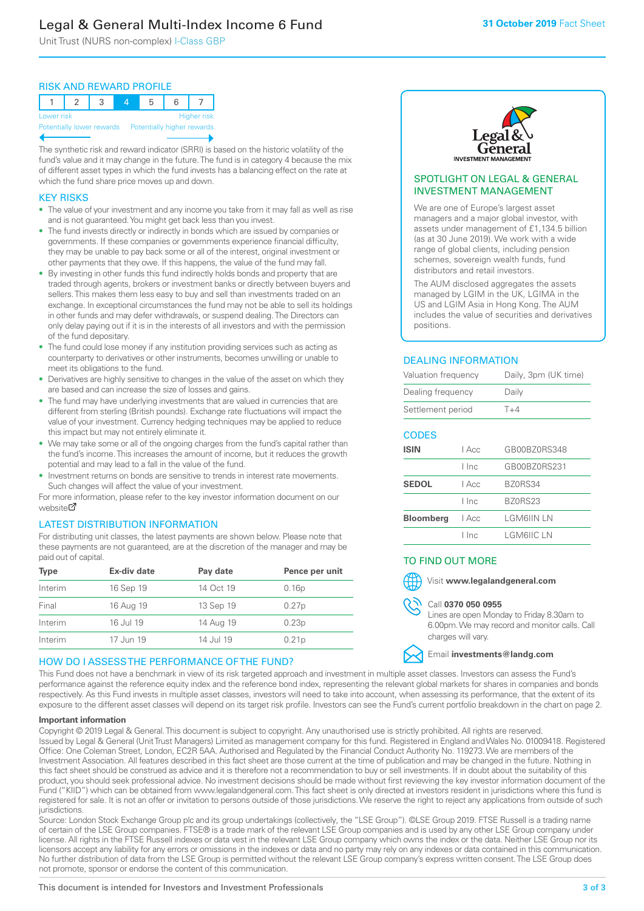# Legal & General Multi-Index Income 6 Fund

Unit Trust (NURS non-complex) I-Class GBP

**31 October 2019** Fact Sheet

## RISK AND REWARD PROFILE

| 1 | 2 | 3 | 4 | 5 | 6 | 7 |
|---|---|---|---|---|---|---|

Lower risk — Higher risk

Potentially lower rewards — Potentially higher rewards

The synthetic risk and reward indicator (SRRI) is based on the historic volatility of the fund's value and it may change in the future. The fund is in category 4 because the mix of different asset types in which the fund invests has a balancing effect on the rate at which the fund share price moves up and down.

## KEY RISKS

- The value of your investment and any income you take from it may fall as well as rise and is not guaranteed. You might get back less than you invest.
- The fund invests directly or indirectly in bonds which are issued by companies or governments. If these companies or governments experience financial difficulty, they may be unable to pay back some or all of the interest, original investment or other payments that they owe. If this happens, the value of the fund may fall.
- By investing in other funds this fund indirectly holds bonds and property that are traded through agents, brokers or investment banks or directly between buyers and sellers. This makes them less easy to buy and sell than investments traded on an exchange. In exceptional circumstances the fund may not be able to sell its holdings in other funds and may defer withdrawals, or suspend dealing. The Directors can only delay paying out if it is in the interests of all investors and with the permission of the fund depositary.
- The fund could lose money if any institution providing services such as acting as counterparty to derivatives or other instruments, becomes unwilling or unable to meet its obligations to the fund.
- Derivatives are highly sensitive to changes in the value of the asset on which they are based and can increase the size of losses and gains.
- The fund may have underlying investments that are valued in currencies that are different from sterling (British pounds). Exchange rate fluctuations will impact the value of your investment. Currency hedging techniques may be applied to reduce this impact but may not entirely eliminate it.
- We may take some or all of the ongoing charges from the fund's capital rather than the fund's income. This increases the amount of income, but it reduces the growth potential and may lead to a fall in the value of the fund.
- Investment returns on bonds are sensitive to trends in interest rate movements. Such changes will affect the value of your investment.

For more information, please refer to the key investor information document on our website

## LATEST DISTRIBUTION INFORMATION

For distributing unit classes, the latest payments are shown below. Please note that these payments are not guaranteed, are at the discretion of the manager and may be paid out of capital.

| Type | Ex-div date | Pay date | Pence per unit |
|---|---|---|---|
| Interim | 16 Sep 19 | 14 Oct 19 | 0.16p |
| Final | 16 Aug 19 | 13 Sep 19 | 0.27p |
| Interim | 16 Jul 19 | 14 Aug 19 | 0.23p |
| Interim | 17 Jun 19 | 14 Jul 19 | 0.21p |

## SPOTLIGHT ON LEGAL & GENERAL INVESTMENT MANAGEMENT

We are one of Europe's largest asset managers and a major global investor, with assets under management of £1,134.5 billion (as at 30 June 2019). We work with a wide range of global clients, including pension schemes, sovereign wealth funds, fund distributors and retail investors.

The AUM disclosed aggregates the assets managed by LGIM in the UK, LGIMA in the US and LGIM Asia in Hong Kong. The AUM includes the value of securities and derivatives positions.

## DEALING INFORMATION

| | |
|---|---|
| Valuation frequency | Daily, 3pm (UK time) |
| Dealing frequency | Daily |
| Settlement period | T+4 |

## CODES

| | | |
|---|---|---|
| **ISIN** | I Acc | GB00BZ0RS348 |
| | I Inc | GB00BZ0RS231 |
| **SEDOL** | I Acc | BZ0RS34 |
| | I Inc | BZ0RS23 |
| **Bloomberg** | I Acc | LGM6IIN LN |
| | I Inc | LGM6IIC LN |

## TO FIND OUT MORE

Visit **www.legalandgeneral.com**

Call **0370 050 0955**
Lines are open Monday to Friday 8.30am to 6.00pm. We may record and monitor calls. Call charges will vary.

Email **investments@landg.com**

## HOW DO I ASSESS THE PERFORMANCE OF THE FUND?

This Fund does not have a benchmark in view of its risk targeted approach and investment in multiple asset classes. Investors can assess the Fund's performance against the reference equity index and the reference bond index, representing the relevant global markets for shares in companies and bonds respectively. As this Fund invests in multiple asset classes, investors will need to take into account, when assessing its performance, that the extent of its exposure to the different asset classes will depend on its target risk profile. Investors can see the Fund's current portfolio breakdown in the chart on page 2.

**Important information**

Copyright © 2019 Legal & General. This document is subject to copyright. Any unauthorised use is strictly prohibited. All rights are reserved.

Issued by Legal & General (Unit Trust Managers) Limited as management company for this fund. Registered in England and Wales No. 01009418. Registered Office: One Coleman Street, London, EC2R 5AA. Authorised and Regulated by the Financial Conduct Authority No. 119273. We are members of the Investment Association. All features described in this fact sheet are those current at the time of publication and may be changed in the future. Nothing in this fact sheet should be construed as advice and it is therefore not a recommendation to buy or sell investments. If in doubt about the suitability of this product, you should seek professional advice. No investment decisions should be made without first reviewing the key investor information document of the Fund ("KIID") which can be obtained from www.legalandgeneral.com. This fact sheet is only directed at investors resident in jurisdictions where this fund is registered for sale. It is not an offer or invitation to persons outside of those jurisdictions. We reserve the right to reject any applications from outside of such jurisdictions.

Source: London Stock Exchange Group plc and its group undertakings (collectively, the "LSE Group"). ©LSE Group 2019. FTSE Russell is a trading name of certain of the LSE Group companies. FTSE® is a trade mark of the relevant LSE Group companies and is used by any other LSE Group company under license. All rights in the FTSE Russell indexes or data vest in the relevant LSE Group company which owns the index or the data. Neither LSE Group nor its licensors accept any liability for any errors or omissions in the indexes or data and no party may rely on any indexes or data contained in this communication. No further distribution of data from the LSE Group is permitted without the relevant LSE Group company's express written consent. The LSE Group does not promote, sponsor or endorse the content of this communication.

This document is intended for Investors and Investment Professionals